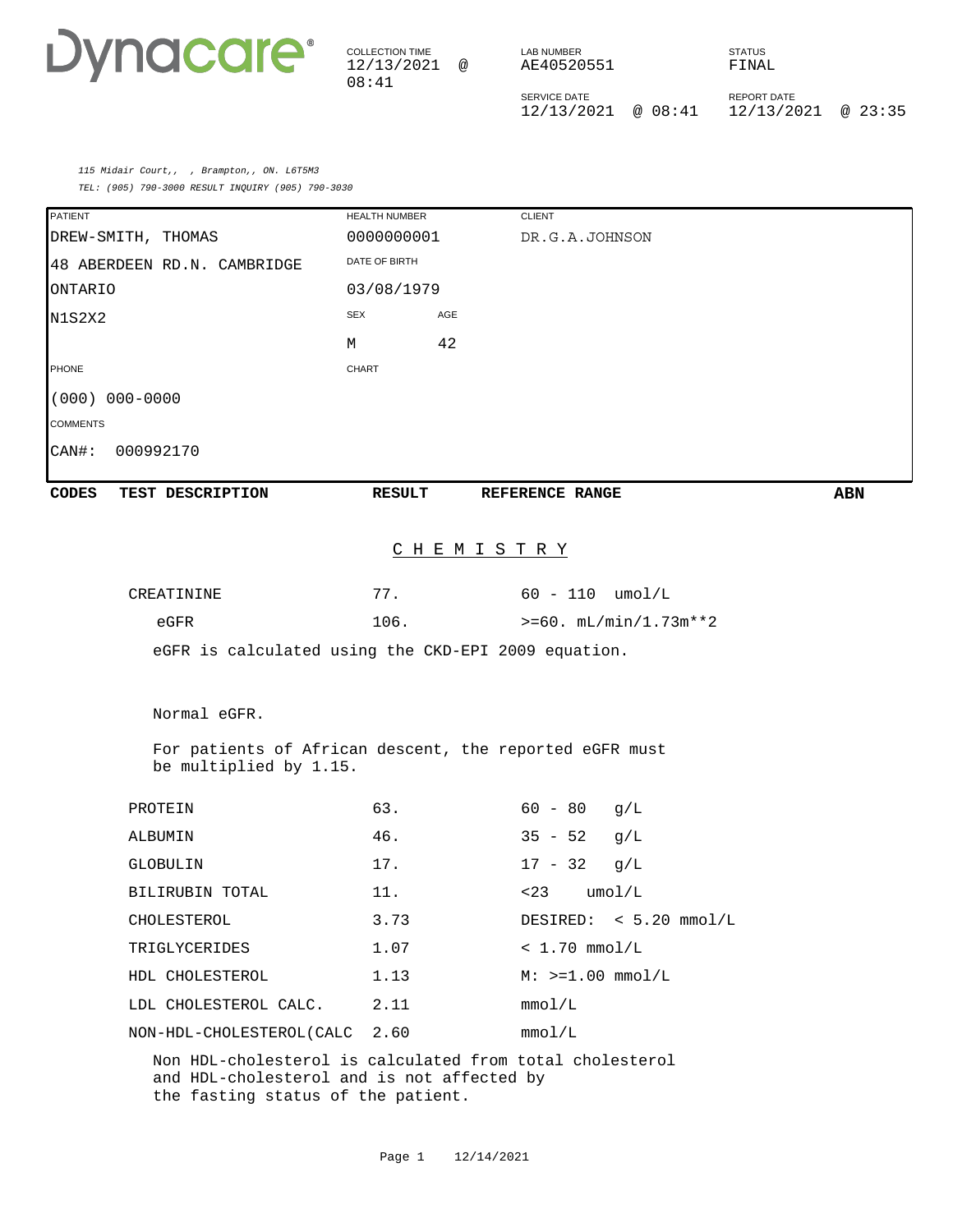# Dynacare

| COLLECTION TIME | LAB NUMBER | STATUS |
|---|---|---|
| 12/13/2021 @ 08:41 | AE40520551 | FINAL |
| | SERVICE DATE | REPORT DATE |
| | 12/13/2021 @ 08:41 | 12/13/2021 @ 23:35 |

*115 Midair Court,, , Brampton,, ON. L6T5M3*
*TEL: (905) 790-3000 RESULT INQUIRY (905) 790-3030*

| PATIENT | HEALTH NUMBER | | CLIENT |
|---|---|---|---|
| DREW-SMITH, THOMAS | 0000000001 | | DR.G.A.JOHNSON |
| 48 ABERDEEN RD.N. CAMBRIDGE | DATE OF BIRTH | | |
| ONTARIO | 03/08/1979 | | |
| N1S2X2 | SEX | AGE | |
| | M | 42 | |
| PHONE | CHART | | |
| (000) 000-0000 | | | |
| COMMENTS | | | |
| CAN#: 000992170 | | | |

| CODES | TEST DESCRIPTION | RESULT | REFERENCE RANGE | ABN |
|---|---|---|---|---|

## C H E M I S T R Y

| TEST DESCRIPTION | RESULT | REFERENCE RANGE |
|---|---|---|
| CREATININE | 77. | 60 - 110 umol/L |
| eGFR | 106. | >=60. mL/min/1.73m**2 |

eGFR is calculated using the CKD-EPI 2009 equation.

Normal eGFR.

For patients of African descent, the reported eGFR must be multiplied by 1.15.

| TEST DESCRIPTION | RESULT | REFERENCE RANGE |
|---|---|---|
| PROTEIN | 63. | 60 - 80 g/L |
| ALBUMIN | 46. | 35 - 52 g/L |
| GLOBULIN | 17. | 17 - 32 g/L |
| BILIRUBIN TOTAL | 11. | <23 umol/L |
| CHOLESTEROL | 3.73 | DESIRED: < 5.20 mmol/L |
| TRIGLYCERIDES | 1.07 | < 1.70 mmol/L |
| HDL CHOLESTEROL | 1.13 | M: >=1.00 mmol/L |
| LDL CHOLESTEROL CALC. | 2.11 | mmol/L |
| NON-HDL-CHOLESTEROL(CALC | 2.60 | mmol/L |

Non HDL-cholesterol is calculated from total cholesterol and HDL-cholesterol and is not affected by the fasting status of the patient.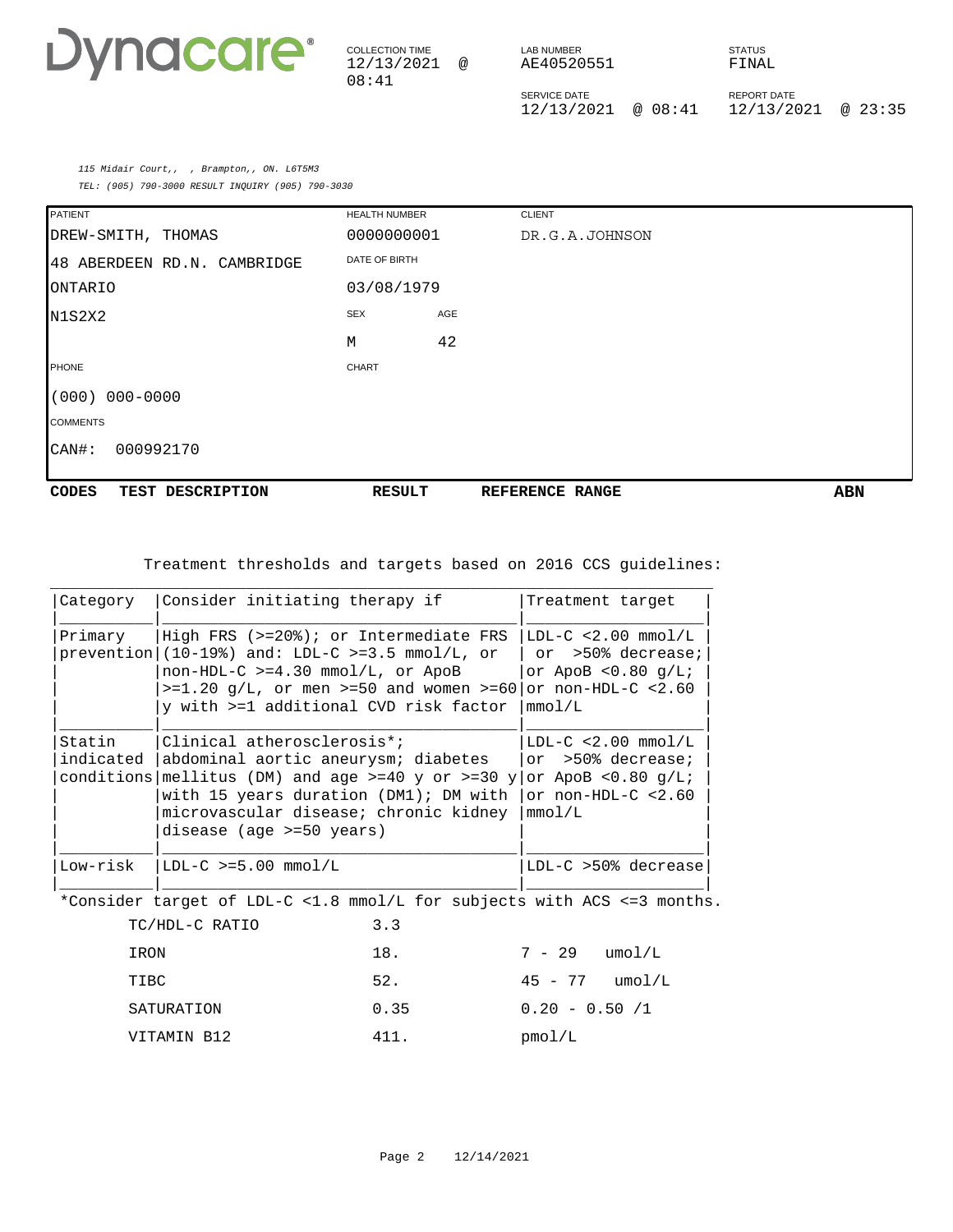# Dynacare

| COLLECTION TIME | LAB NUMBER | STATUS |
|---|---|---|
| 12/13/2021 @ 08:41 | AE40520551 | FINAL |
| | **SERVICE DATE** | **REPORT DATE** |
| | 12/13/2021 @ 08:41 | 12/13/2021 @ 23:35 |

*115 Midair Court,, , Brampton,, ON. L6T5M3*
*TEL: (905) 790-3000 RESULT INQUIRY (905) 790-3030*

| PATIENT | HEALTH NUMBER | CLIENT |
|---|---|---|
| DREW-SMITH, THOMAS | 0000000001 | DR.G.A.JOHNSON |
| 48 ABERDEEN RD.N. CAMBRIDGE | DATE OF BIRTH | |
| ONTARIO | 03/08/1979 | |
| N1S2X2 | SEX: M  AGE: 42 | |
| PHONE | CHART | |
| (000) 000-0000 | | |

COMMENTS
CAN#: 000992170

**CODES** **TEST DESCRIPTION** **RESULT** **REFERENCE RANGE** **ABN**

Treatment thresholds and targets based on 2016 CCS guidelines:

| Category | Consider initiating therapy if | Treatment target |
|---|---|---|
| Primary prevention | High FRS (>=20%); or Intermediate FRS (10-19%) and: LDL-C >=3.5 mmol/L, or non-HDL-C >=4.30 mmol/L, or ApoB >=1.20 g/L, or men >=50 and women >=60 y with >=1 additional CVD risk factor | LDL-C <2.00 mmol/L or >50% decrease; or ApoB <0.80 g/L; or non-HDL-C <2.60 mmol/L |
| Statin indicated conditions | Clinical atherosclerosis*; abdominal aortic aneurysm; diabetes mellitus (DM) and age >=40 y or >=30 y with 15 years duration (DM1); DM with microvascular disease; chronic kidney disease (age >=50 years) | LDL-C <2.00 mmol/L or >50% decrease; or ApoB <0.80 g/L; or non-HDL-C <2.60 mmol/L |
| Low-risk | LDL-C >=5.00 mmol/L | LDL-C >50% decrease |

*Consider target of LDL-C <1.8 mmol/L for subjects with ACS <=3 months.

| TEST DESCRIPTION | RESULT | REFERENCE RANGE |
|---|---|---|
| TC/HDL-C RATIO | 3.3 | |
| IRON | 18. | 7 - 29 umol/L |
| TIBC | 52. | 45 - 77 umol/L |
| SATURATION | 0.35 | 0.20 - 0.50 /1 |
| VITAMIN B12 | 411. | pmol/L |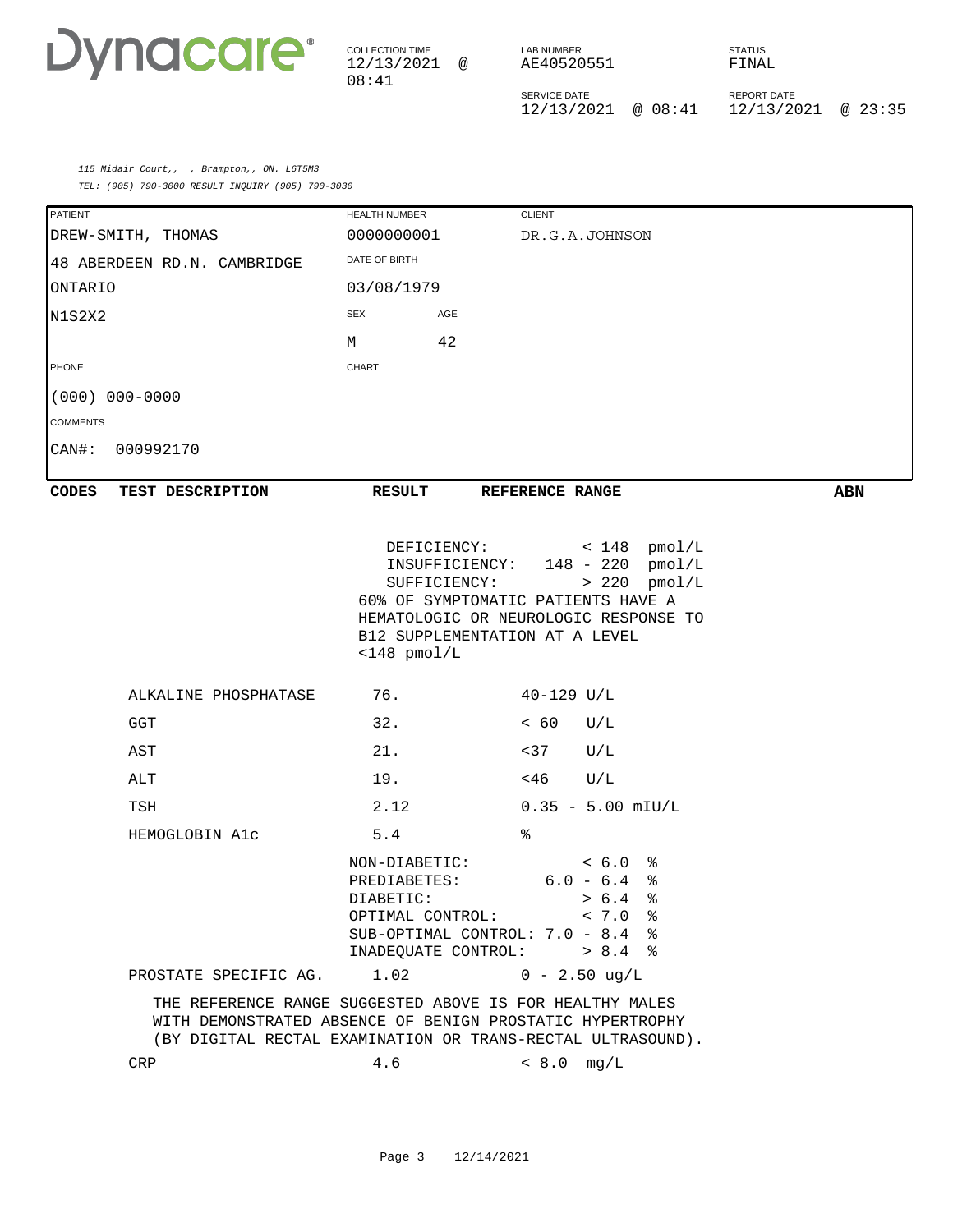Dynacare®

COLLECTION TIME
12/13/2021 @ 08:41

LAB NUMBER
AE40520551

STATUS
FINAL

SERVICE DATE
12/13/2021 @ 08:41

REPORT DATE
12/13/2021 @ 23:35

*115 Midair Court,, , Brampton,, ON. L6T5M3*
*TEL: (905) 790-3000 RESULT INQUIRY (905) 790-3030*

| | | |
|---|---|---|
| PATIENT | HEALTH NUMBER | CLIENT |
| DREW-SMITH, THOMAS | 0000000001 | DR.G.A.JOHNSON |
| 48 ABERDEEN RD.N. CAMBRIDGE | DATE OF BIRTH | |
| ONTARIO | 03/08/1979 | |
| N1S2X2 | SEX: M AGE: 42 | |
| PHONE | CHART | |
| (000) 000-0000 | | |
| COMMENTS | | |
| CAN#: 000992170 | | |

| CODES | TEST DESCRIPTION | RESULT | REFERENCE RANGE | ABN |
|---|---|---|---|---|
| | | DEFICIENCY: < 148 pmol/L<br>INSUFFICIENCY: 148 - 220 pmol/L<br>SUFFICIENCY: > 220 pmol/L<br>60% OF SYMPTOMATIC PATIENTS HAVE A HEMATOLOGIC OR NEUROLOGIC RESPONSE TO B12 SUPPLEMENTATION AT A LEVEL <148 pmol/L | | |
| | ALKALINE PHOSPHATASE | 76. | 40-129 U/L | |
| | GGT | 32. | < 60 U/L | |
| | AST | 21. | <37 U/L | |
| | ALT | 19. | <46 U/L | |
| | TSH | 2.12 | 0.35 - 5.00 mIU/L | |
| | HEMOGLOBIN A1c | 5.4 | % | |
| | | NON-DIABETIC: < 6.0 %<br>PREDIABETES: 6.0 - 6.4 %<br>DIABETIC: > 6.4 %<br>OPTIMAL CONTROL: < 7.0 %<br>SUB-OPTIMAL CONTROL: 7.0 - 8.4 %<br>INADEQUATE CONTROL: > 8.4 % | | |
| | PROSTATE SPECIFIC AG. | 1.02 | 0 - 2.50 ug/L | |
| | THE REFERENCE RANGE SUGGESTED ABOVE IS FOR HEALTHY MALES WITH DEMONSTRATED ABSENCE OF BENIGN PROSTATIC HYPERTROPHY (BY DIGITAL RECTAL EXAMINATION OR TRANS-RECTAL ULTRASOUND). | | | |
| | CRP | 4.6 | < 8.0 mg/L | |